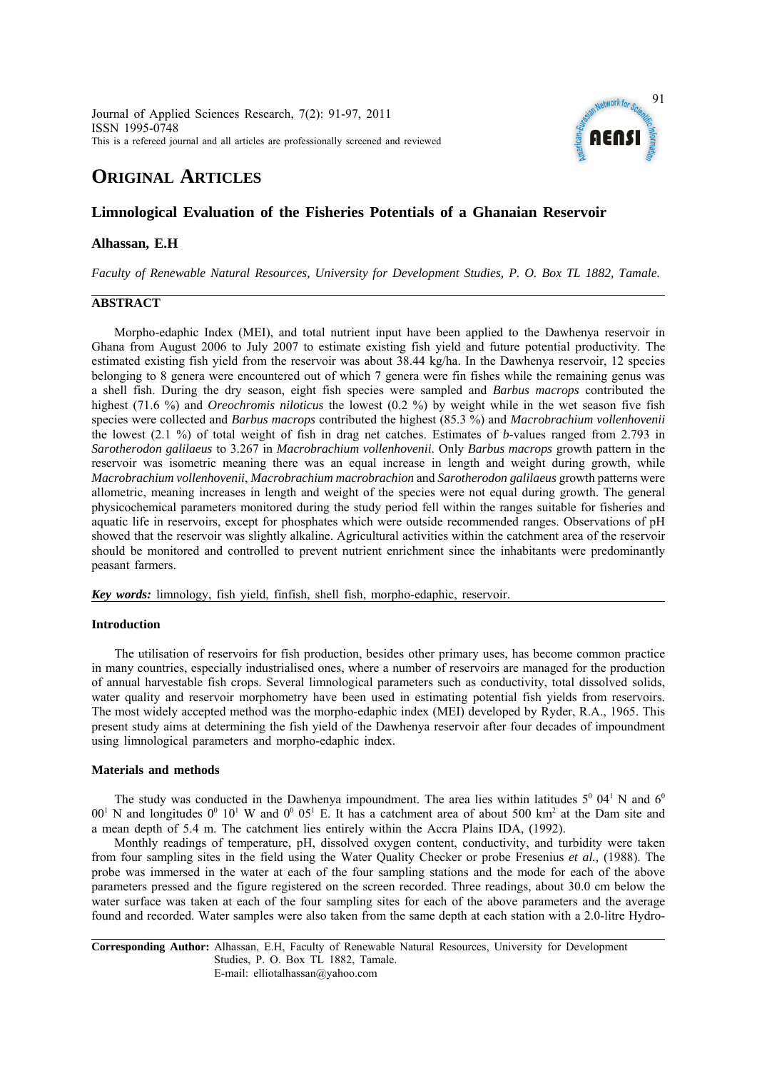# ORIGINAL ARTICLES

## Limnological Evaluation of the Fisheries Potentials of a Ghanaian Reservoir

**Alhassan, E.H**

*Faculty of Renewable Natural Resources, University for Development Studies, P. O. Box TL 1882, Tamale.*

### ABSTRACT

Morpho-edaphic Index (MEI), and total nutrient input have been applied to the Dawhenya reservoir in Ghana from August 2006 to July 2007 to estimate existing fish yield and future potential productivity. The estimated existing fish yield from the reservoir was about 38.44 kg/ha. In the Dawhenya reservoir, 12 species belonging to 8 genera were encountered out of which 7 genera were fin fishes while the remaining genus was a shell fish. During the dry season, eight fish species were sampled and *Barbus macrops* contributed the highest (71.6 %) and *Oreochromis niloticus* the lowest (0.2 %) by weight while in the wet season five fish species were collected and *Barbus macrops* contributed the highest (85.3 %) and *Macrobrachium vollenhovenii* the lowest (2.1 %) of total weight of fish in drag net catches. Estimates of *b*-values ranged from 2.793 in *Sarotherodon galilaeus* to 3.267 in *Macrobrachium vollenhovenii*. Only *Barbus macrops* growth pattern in the reservoir was isometric meaning there was an equal increase in length and weight during growth, while *Macrobrachium vollenhovenii*, *Macrobrachium macrobrachion* and *Sarotherodon galilaeus* growth patterns were allometric, meaning increases in length and weight of the species were not equal during growth. The general physicochemical parameters monitored during the study period fell within the ranges suitable for fisheries and aquatic life in reservoirs, except for phosphates which were outside recommended ranges. Observations of pH showed that the reservoir was slightly alkaline. Agricultural activities within the catchment area of the reservoir should be monitored and controlled to prevent nutrient enrichment since the inhabitants were predominantly peasant farmers.

***Key words:*** limnology, fish yield, finfish, shell fish, morpho-edaphic, reservoir.

### Introduction

The utilisation of reservoirs for fish production, besides other primary uses, has become common practice in many countries, especially industrialised ones, where a number of reservoirs are managed for the production of annual harvestable fish crops. Several limnological parameters such as conductivity, total dissolved solids, water quality and reservoir morphometry have been used in estimating potential fish yields from reservoirs. The most widely accepted method was the morpho-edaphic index (MEI) developed by Ryder, R.A., 1965. This present study aims at determining the fish yield of the Dawhenya reservoir after four decades of impoundment using limnological parameters and morpho-edaphic index.

### Materials and methods

The study was conducted in the Dawhenya impoundment. The area lies within latitudes $5^0$ $04^1$ N and $6^0$ $00^1$ N and longitudes $0^0$ $10^1$ W and $0^0$ $05^1$ E. It has a catchment area of about 500 $km^2$ at the Dam site and a mean depth of 5.4 m. The catchment lies entirely within the Accra Plains IDA, (1992).

Monthly readings of temperature, pH, dissolved oxygen content, conductivity, and turbidity were taken from four sampling sites in the field using the Water Quality Checker or probe Fresenius *et al.,* (1988). The probe was immersed in the water at each of the four sampling stations and the mode for each of the above parameters pressed and the figure registered on the screen recorded. Three readings, about 30.0 cm below the water surface was taken at each of the four sampling sites for each of the above parameters and the average found and recorded. Water samples were also taken from the same depth at each station with a 2.0-litre Hydro-

**Corresponding Author:** Alhassan, E.H, Faculty of Renewable Natural Resources, University for Development Studies, P. O. Box TL 1882, Tamale.
E-mail: elliotalhassan@yahoo.com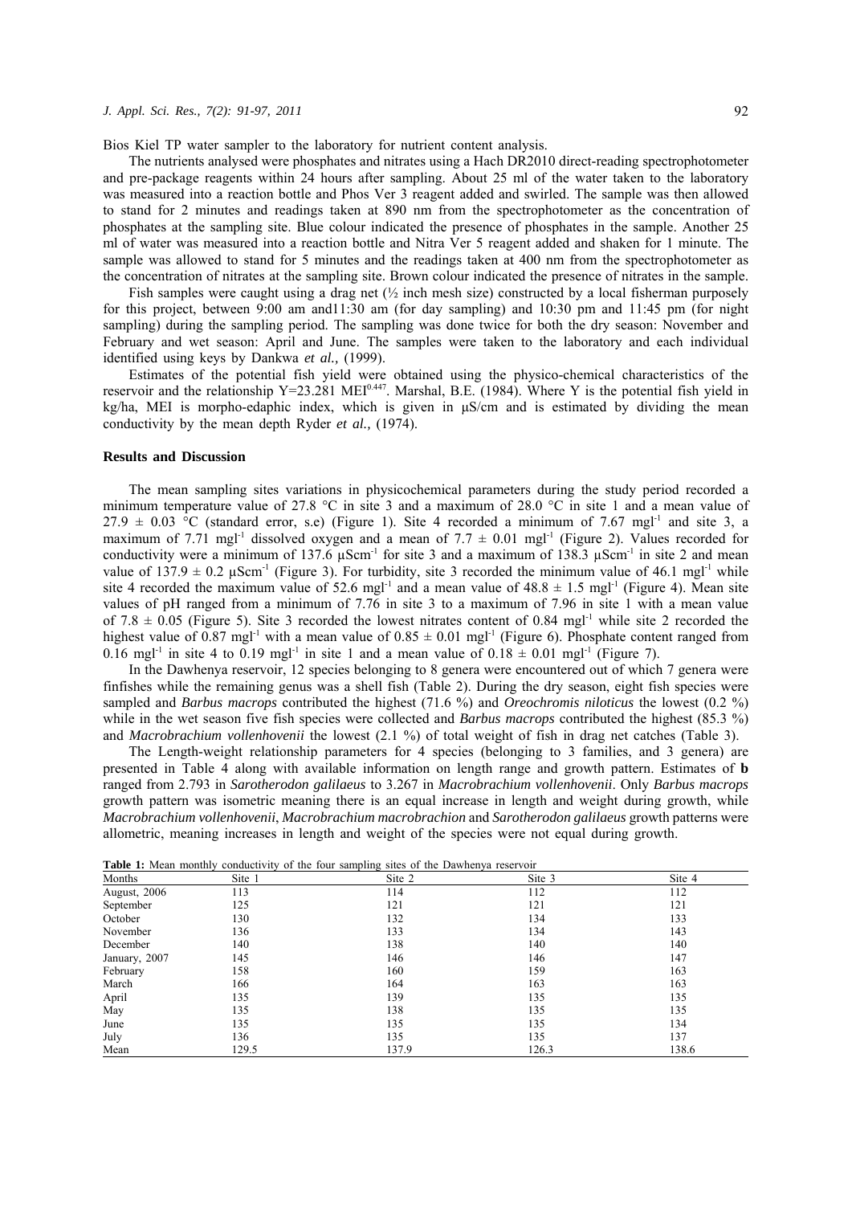Bios Kiel TP water sampler to the laboratory for nutrient content analysis.

The nutrients analysed were phosphates and nitrates using a Hach DR2010 direct-reading spectrophotometer and pre-package reagents within 24 hours after sampling. About 25 ml of the water taken to the laboratory was measured into a reaction bottle and Phos Ver 3 reagent added and swirled. The sample was then allowed to stand for 2 minutes and readings taken at 890 nm from the spectrophotometer as the concentration of phosphates at the sampling site. Blue colour indicated the presence of phosphates in the sample. Another 25 ml of water was measured into a reaction bottle and Nitra Ver 5 reagent added and shaken for 1 minute. The sample was allowed to stand for 5 minutes and the readings taken at 400 nm from the spectrophotometer as the concentration of nitrates at the sampling site. Brown colour indicated the presence of nitrates in the sample.

Fish samples were caught using a drag net (½ inch mesh size) constructed by a local fisherman purposely for this project, between 9:00 am and11:30 am (for day sampling) and 10:30 pm and 11:45 pm (for night sampling) during the sampling period. The sampling was done twice for both the dry season: November and February and wet season: April and June. The samples were taken to the laboratory and each individual identified using keys by Dankwa *et al.,* (1999).

Estimates of the potential fish yield were obtained using the physico-chemical characteristics of the reservoir and the relationship $Y=23.281\ MEI^{0.447}$. Marshal, B.E. (1984). Where Y is the potential fish yield in kg/ha, MEI is morpho-edaphic index, which is given in µS/cm and is estimated by dividing the mean conductivity by the mean depth Ryder *et al.,* (1974).

## Results and Discussion

The mean sampling sites variations in physicochemical parameters during the study period recorded a minimum temperature value of 27.8 °C in site 3 and a maximum of 28.0 °C in site 1 and a mean value of $27.9 \pm 0.03$ °C (standard error, s.e) (Figure 1). Site 4 recorded a minimum of 7.67 $mgl^{-1}$ and site 3, a maximum of 7.71 $mgl^{-1}$ dissolved oxygen and a mean of $7.7 \pm 0.01$ $mgl^{-1}$ (Figure 2). Values recorded for conductivity were a minimum of 137.6 $\mu Scm^{-1}$ for site 3 and a maximum of 138.3 $\mu Scm^{-1}$ in site 2 and mean value of $137.9 \pm 0.2$ $\mu Scm^{-1}$ (Figure 3). For turbidity, site 3 recorded the minimum value of 46.1 $mgl^{-1}$ while site 4 recorded the maximum value of 52.6 $mgl^{-1}$ and a mean value of $48.8 \pm 1.5$ $mgl^{-1}$ (Figure 4). Mean site values of pH ranged from a minimum of 7.76 in site 3 to a maximum of 7.96 in site 1 with a mean value of $7.8 \pm 0.05$ (Figure 5). Site 3 recorded the lowest nitrates content of 0.84 $mgl^{-1}$ while site 2 recorded the highest value of 0.87 $mgl^{-1}$ with a mean value of $0.85 \pm 0.01$ $mgl^{-1}$ (Figure 6). Phosphate content ranged from 0.16 $mgl^{-1}$ in site 4 to 0.19 $mgl^{-1}$ in site 1 and a mean value of $0.18 \pm 0.01$ $mgl^{-1}$ (Figure 7).

In the Dawhenya reservoir, 12 species belonging to 8 genera were encountered out of which 7 genera were finfishes while the remaining genus was a shell fish (Table 2). During the dry season, eight fish species were sampled and *Barbus macrops* contributed the highest (71.6 %) and *Oreochromis niloticus* the lowest (0.2 %) while in the wet season five fish species were collected and *Barbus macrops* contributed the highest (85.3 %) and *Macrobrachium vollenhovenii* the lowest (2.1 %) of total weight of fish in drag net catches (Table 3).

The Length-weight relationship parameters for 4 species (belonging to 3 families, and 3 genera) are presented in Table 4 along with available information on length range and growth pattern. Estimates of **b** ranged from 2.793 in *Sarotherodon galilaeus* to 3.267 in *Macrobrachium vollenhovenii*. Only *Barbus macrops* growth pattern was isometric meaning there is an equal increase in length and weight during growth, while *Macrobrachium vollenhovenii*, *Macrobrachium macrobrachion* and *Sarotherodon galilaeus* growth patterns were allometric, meaning increases in length and weight of the species were not equal during growth.

**Table 1:** Mean monthly conductivity of the four sampling sites of the Dawhenya reservoir

| Months | Site 1 | Site 2 | Site 3 | Site 4 |
|---|---|---|---|---|
| August, 2006 | 113 | 114 | 112 | 112 |
| September | 125 | 121 | 121 | 121 |
| October | 130 | 132 | 134 | 133 |
| November | 136 | 133 | 134 | 143 |
| December | 140 | 138 | 140 | 140 |
| January, 2007 | 145 | 146 | 146 | 147 |
| February | 158 | 160 | 159 | 163 |
| March | 166 | 164 | 163 | 163 |
| April | 135 | 139 | 135 | 135 |
| May | 135 | 138 | 135 | 135 |
| June | 135 | 135 | 135 | 134 |
| July | 136 | 135 | 135 | 137 |
| Mean | 129.5 | 137.9 | 126.3 | 138.6 |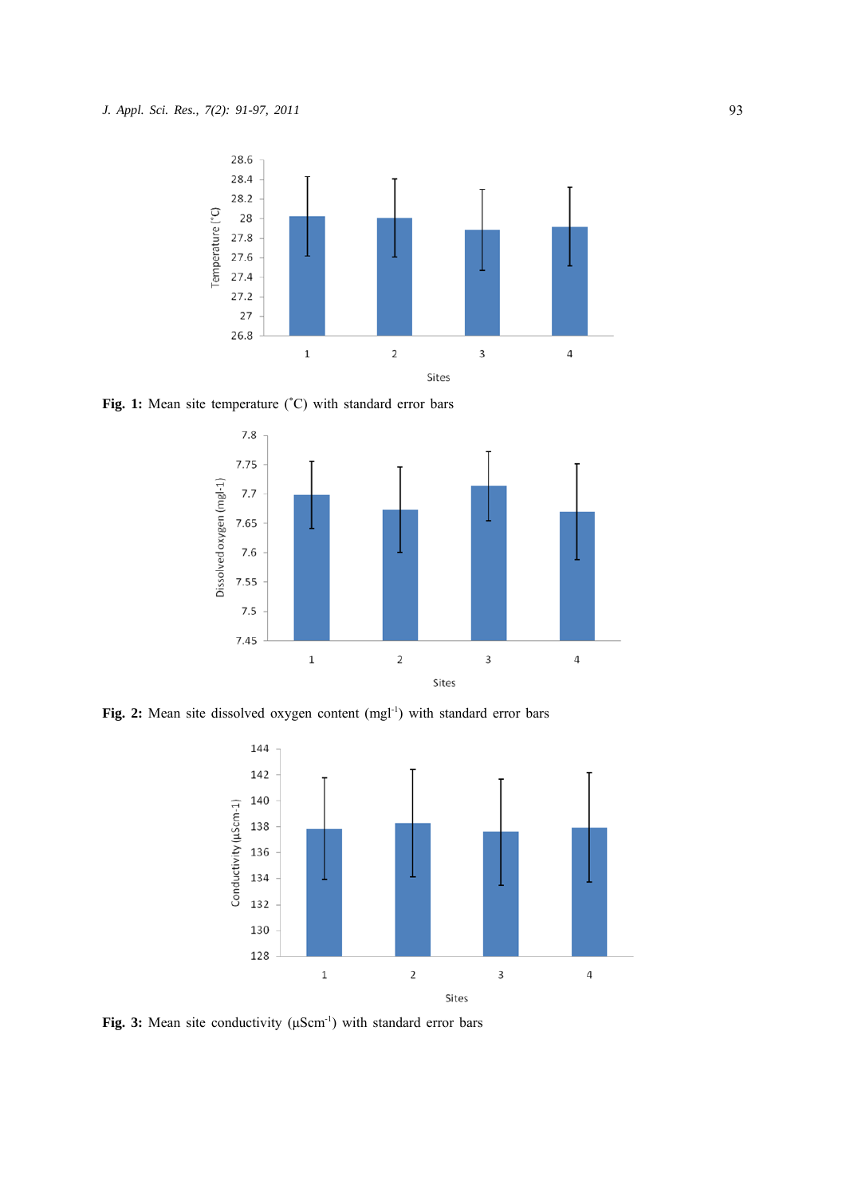**Fig. 1:** Mean site temperature (˚C) with standard error bars

**Fig. 2:** Mean site dissolved oxygen content ($mgl^{-1}$) with standard error bars

**Fig. 3:** Mean site conductivity ($\mu Scm^{-1}$) with standard error bars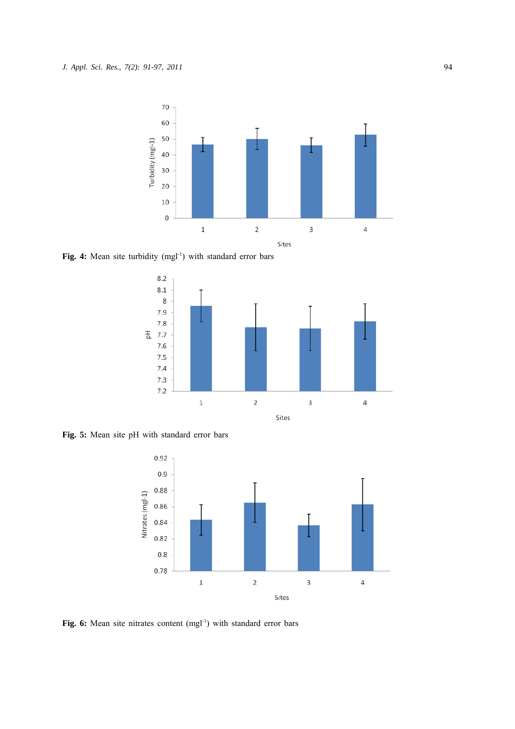**Fig. 4:** Mean site turbidity ($mgl^{-1}$) with standard error bars

**Fig. 5:** Mean site pH with standard error bars

**Fig. 6:** Mean site nitrates content ($mgl^{-1}$) with standard error bars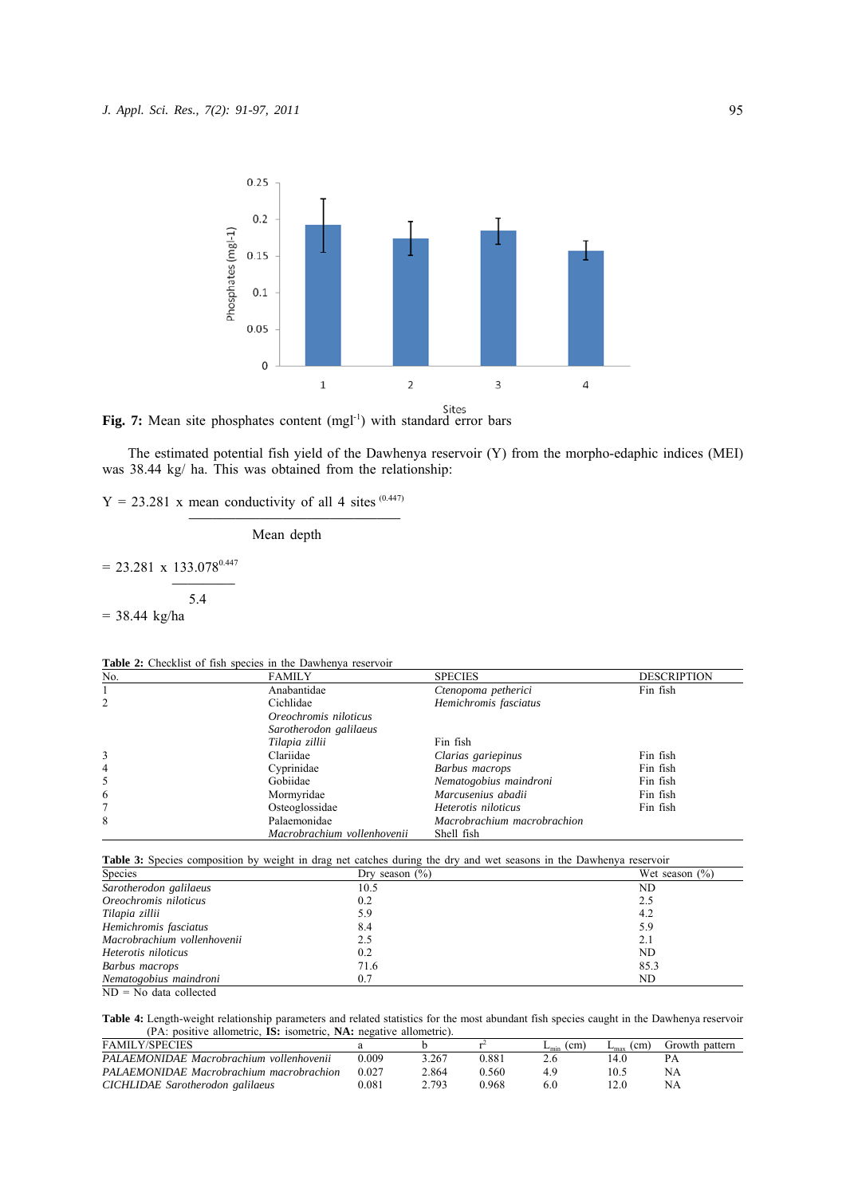Fig. 7: Mean site phosphates content ($mgl^{-1}$) with standard error bars

The estimated potential fish yield of the Dawhenya reservoir (Y) from the morpho-edaphic indices (MEI) was 38.44 kg/ ha. This was obtained from the relationship:

$$Y = 23.281 \times \frac{\text{mean conductivity of all 4 sites}}{\text{Mean depth}}^{(0.447)}$$

$$= 23.281 \times \frac{133.078}{5.4}^{0.447}$$

$$= 38.44 \text{ kg/ha}$$

**Table 2:** Checklist of fish species in the Dawhenya reservoir

| No. | FAMILY | SPECIES | DESCRIPTION |
|---|---|---|---|
| 1 | Anabantidae | *Ctenopoma petherici* | Fin fish |
| 2 | Cichlidae | *Hemichromis fasciatus* | |
| | *Oreochromis niloticus* | | |
| | *Sarotherodon galilaeus* | | |
| | *Tilapia zillii* | Fin fish | |
| 3 | Clariidae | *Clarias gariepinus* | Fin fish |
| 4 | Cyprinidae | *Barbus macrops* | Fin fish |
| 5 | Gobiidae | *Nematogobius maindroni* | Fin fish |
| 6 | Mormyridae | *Marcusenius abadii* | Fin fish |
| 7 | Osteoglossidae | *Heterotis niloticus* | Fin fish |
| 8 | Palaemonidae | *Macrobrachium macrobrachion* | |
| | *Macrobrachium vollenhovenii* | Shell fish | |

**Table 3:** Species composition by weight in drag net catches during the dry and wet seasons in the Dawhenya reservoir

| Species | Dry season (%) | Wet season (%) |
|---|---|---|
| *Sarotherodon galilaeus* | 10.5 | ND |
| *Oreochromis niloticus* | 0.2 | 2.5 |
| *Tilapia zillii* | 5.9 | 4.2 |
| *Hemichromis fasciatus* | 8.4 | 5.9 |
| *Macrobrachium vollenhovenii* | 2.5 | 2.1 |
| *Heterotis niloticus* | 0.2 | ND |
| *Barbus macrops* | 71.6 | 85.3 |
| *Nematogobius maindroni* | 0.7 | ND |

ND = No data collected

**Table 4:** Length-weight relationship parameters and related statistics for the most abundant fish species caught in the Dawhenya reservoir (PA: positive allometric, **IS:** isometric, **NA:** negative allometric).

| FAMILY/SPECIES | a | b | $r^2$ | $L_{min}$ (cm) | $L_{max}$ (cm) | Growth pattern |
|---|---|---|---|---|---|---|
| *PALAEMONIDAE Macrobrachium vollenhovenii* | 0.009 | 3.267 | 0.881 | 2.6 | 14.0 | PA |
| *PALAEMONIDAE Macrobrachium macrobrachion* | 0.027 | 2.864 | 0.560 | 4.9 | 10.5 | NA |
| *CICHLIDAE Sarotherodon galilaeus* | 0.081 | 2.793 | 0.968 | 6.0 | 12.0 | NA |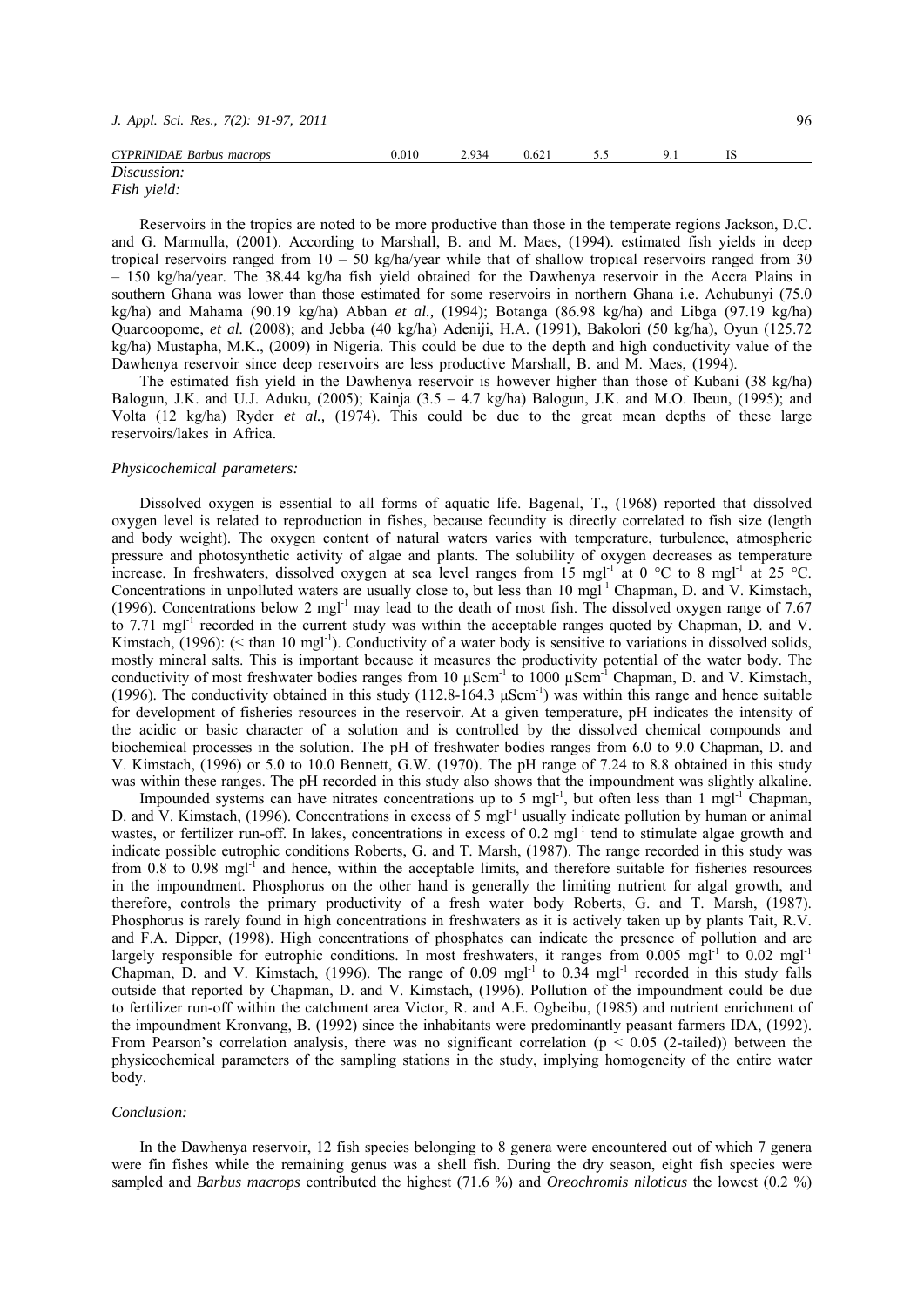| CYPRINIDAE *Barbus macrops* | 0.010 | 2.934 | 0.621 | 5.5 | 9.1 | IS |
|---|---|---|---|---|---|---|

*Discussion:*

*Fish yield:*

Reservoirs in the tropics are noted to be more productive than those in the temperate regions Jackson, D.C. and G. Marmulla, (2001). According to Marshall, B. and M. Maes, (1994). estimated fish yields in deep tropical reservoirs ranged from 10 – 50 kg/ha/year while that of shallow tropical reservoirs ranged from 30 – 150 kg/ha/year. The 38.44 kg/ha fish yield obtained for the Dawhenya reservoir in the Accra Plains in southern Ghana was lower than those estimated for some reservoirs in northern Ghana i.e. Achubunyi (75.0 kg/ha) and Mahama (90.19 kg/ha) Abban *et al.,* (1994); Botanga (86.98 kg/ha) and Libga (97.19 kg/ha) Quarcoopome, *et al.* (2008); and Jebba (40 kg/ha) Adeniji, H.A. (1991), Bakolori (50 kg/ha), Oyun (125.72 kg/ha) Mustapha, M.K., (2009) in Nigeria. This could be due to the depth and high conductivity value of the Dawhenya reservoir since deep reservoirs are less productive Marshall, B. and M. Maes, (1994).

The estimated fish yield in the Dawhenya reservoir is however higher than those of Kubani (38 kg/ha) Balogun, J.K. and U.J. Aduku, (2005); Kainja (3.5 – 4.7 kg/ha) Balogun, J.K. and M.O. Ibeun, (1995); and Volta (12 kg/ha) Ryder *et al.,* (1974). This could be due to the great mean depths of these large reservoirs/lakes in Africa.

*Physicochemical parameters:*

Dissolved oxygen is essential to all forms of aquatic life. Bagenal, T., (1968) reported that dissolved oxygen level is related to reproduction in fishes, because fecundity is directly correlated to fish size (length and body weight). The oxygen content of natural waters varies with temperature, turbulence, atmospheric pressure and photosynthetic activity of algae and plants. The solubility of oxygen decreases as temperature increase. In freshwaters, dissolved oxygen at sea level ranges from 15 $mgl^{-1}$ at 0 °C to 8 $mgl^{-1}$ at 25 °C. Concentrations in unpolluted waters are usually close to, but less than 10 $mgl^{-1}$ Chapman, D. and V. Kimstach, (1996). Concentrations below 2 $mgl^{-1}$ may lead to the death of most fish. The dissolved oxygen range of 7.67 to 7.71 $mgl^{-1}$ recorded in the current study was within the acceptable ranges quoted by Chapman, D. and V. Kimstach, (1996): (< than 10 $mgl^{-1}$). Conductivity of a water body is sensitive to variations in dissolved solids, mostly mineral salts. This is important because it measures the productivity potential of the water body. The conductivity of most freshwater bodies ranges from 10 $\mu Scm^{-1}$ to 1000 $\mu Scm^{-1}$ Chapman, D. and V. Kimstach, (1996). The conductivity obtained in this study (112.8-164.3 $\mu Scm^{-1}$) was within this range and hence suitable for development of fisheries resources in the reservoir. At a given temperature, pH indicates the intensity of the acidic or basic character of a solution and is controlled by the dissolved chemical compounds and biochemical processes in the solution. The pH of freshwater bodies ranges from 6.0 to 9.0 Chapman, D. and V. Kimstach, (1996) or 5.0 to 10.0 Bennett, G.W. (1970). The pH range of 7.24 to 8.8 obtained in this study was within these ranges. The pH recorded in this study also shows that the impoundment was slightly alkaline.

Impounded systems can have nitrates concentrations up to 5 $mgl^{-1}$, but often less than 1 $mgl^{-1}$ Chapman, D. and V. Kimstach, (1996). Concentrations in excess of 5 $mgl^{-1}$ usually indicate pollution by human or animal wastes, or fertilizer run-off. In lakes, concentrations in excess of 0.2 $mgl^{-1}$ tend to stimulate algae growth and indicate possible eutrophic conditions Roberts, G. and T. Marsh, (1987). The range recorded in this study was from 0.8 to 0.98 $mgl^{-1}$ and hence, within the acceptable limits, and therefore suitable for fisheries resources in the impoundment. Phosphorus on the other hand is generally the limiting nutrient for algal growth, and therefore, controls the primary productivity of a fresh water body Roberts, G. and T. Marsh, (1987). Phosphorus is rarely found in high concentrations in freshwaters as it is actively taken up by plants Tait, R.V. and F.A. Dipper, (1998). High concentrations of phosphates can indicate the presence of pollution and are largely responsible for eutrophic conditions. In most freshwaters, it ranges from 0.005 $mgl^{-1}$ to 0.02 $mgl^{-1}$ Chapman, D. and V. Kimstach, (1996). The range of 0.09 $mgl^{-1}$ to 0.34 $mgl^{-1}$ recorded in this study falls outside that reported by Chapman, D. and V. Kimstach, (1996). Pollution of the impoundment could be due to fertilizer run-off within the catchment area Victor, R. and A.E. Ogbeibu, (1985) and nutrient enrichment of the impoundment Kronvang, B. (1992) since the inhabitants were predominantly peasant farmers IDA, (1992). From Pearson's correlation analysis, there was no significant correlation ($p < 0.05$ (2-tailed)) between the physicochemical parameters of the sampling stations in the study, implying homogeneity of the entire water body.

*Conclusion:*

In the Dawhenya reservoir, 12 fish species belonging to 8 genera were encountered out of which 7 genera were fin fishes while the remaining genus was a shell fish. During the dry season, eight fish species were sampled and *Barbus macrops* contributed the highest (71.6 %) and *Oreochromis niloticus* the lowest (0.2 %)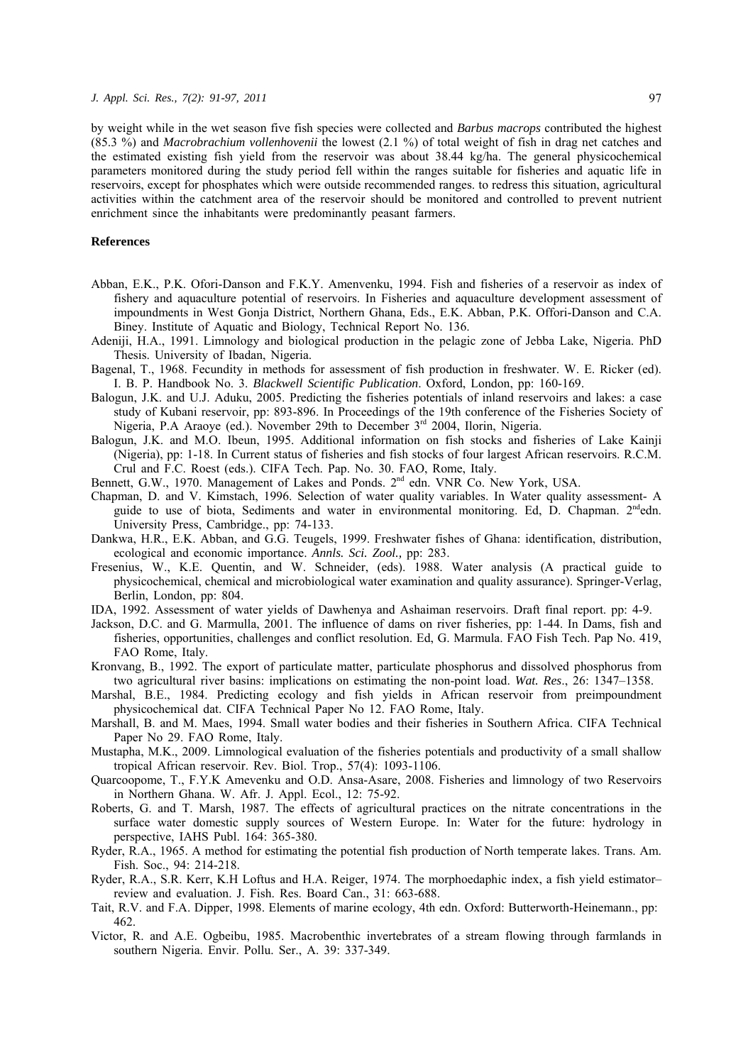by weight while in the wet season five fish species were collected and *Barbus macrops* contributed the highest (85.3 %) and *Macrobrachium vollenhovenii* the lowest (2.1 %) of total weight of fish in drag net catches and the estimated existing fish yield from the reservoir was about 38.44 kg/ha. The general physicochemical parameters monitored during the study period fell within the ranges suitable for fisheries and aquatic life in reservoirs, except for phosphates which were outside recommended ranges. to redress this situation, agricultural activities within the catchment area of the reservoir should be monitored and controlled to prevent nutrient enrichment since the inhabitants were predominantly peasant farmers.

## References

Abban, E.K., P.K. Ofori-Danson and F.K.Y. Amenvenku, 1994. Fish and fisheries of a reservoir as index of fishery and aquaculture potential of reservoirs. In Fisheries and aquaculture development assessment of impoundments in West Gonja District, Northern Ghana, Eds., E.K. Abban, P.K. Offori-Danson and C.A. Biney. Institute of Aquatic and Biology, Technical Report No. 136.

Adeniji, H.A., 1991. Limnology and biological production in the pelagic zone of Jebba Lake, Nigeria. PhD Thesis. University of Ibadan, Nigeria.

Bagenal, T., 1968. Fecundity in methods for assessment of fish production in freshwater. W. E. Ricker (ed). I. B. P. Handbook No. 3. *Blackwell Scientific Publication*. Oxford, London, pp: 160-169.

Balogun, J.K. and U.J. Aduku, 2005. Predicting the fisheries potentials of inland reservoirs and lakes: a case study of Kubani reservoir, pp: 893-896. In Proceedings of the 19th conference of the Fisheries Society of Nigeria, P.A Araoye (ed.). November 29th to December 3rd 2004, Ilorin, Nigeria.

Balogun, J.K. and M.O. Ibeun, 1995. Additional information on fish stocks and fisheries of Lake Kainji (Nigeria), pp: 1-18. In Current status of fisheries and fish stocks of four largest African reservoirs. R.C.M. Crul and F.C. Roest (eds.). CIFA Tech. Pap. No. 30. FAO, Rome, Italy.

Bennett, G.W., 1970. Management of Lakes and Ponds. 2nd edn. VNR Co. New York, USA.

Chapman, D. and V. Kimstach, 1996. Selection of water quality variables. In Water quality assessment- A guide to use of biota, Sediments and water in environmental monitoring. Ed, D. Chapman. 2ndedn. University Press, Cambridge., pp: 74-133.

Dankwa, H.R., E.K. Abban, and G.G. Teugels, 1999. Freshwater fishes of Ghana: identification, distribution, ecological and economic importance. *Annls. Sci. Zool.,* pp: 283.

Fresenius, W., K.E. Quentin, and W. Schneider, (eds). 1988. Water analysis (A practical guide to physicochemical, chemical and microbiological water examination and quality assurance). Springer-Verlag, Berlin, London, pp: 804.

IDA, 1992. Assessment of water yields of Dawhenya and Ashaiman reservoirs. Draft final report. pp: 4-9.

Jackson, D.C. and G. Marmulla, 2001. The influence of dams on river fisheries, pp: 1-44. In Dams, fish and fisheries, opportunities, challenges and conflict resolution. Ed, G. Marmula. FAO Fish Tech. Pap No. 419, FAO Rome, Italy.

Kronvang, B., 1992. The export of particulate matter, particulate phosphorus and dissolved phosphorus from two agricultural river basins: implications on estimating the non-point load. *Wat. Res*., 26: 1347–1358.

Marshal, B.E., 1984. Predicting ecology and fish yields in African reservoir from preimpoundment physicochemical dat. CIFA Technical Paper No 12. FAO Rome, Italy.

Marshall, B. and M. Maes, 1994. Small water bodies and their fisheries in Southern Africa. CIFA Technical Paper No 29. FAO Rome, Italy.

Mustapha, M.K., 2009. Limnological evaluation of the fisheries potentials and productivity of a small shallow tropical African reservoir. Rev. Biol. Trop., 57(4): 1093-1106.

Quarcoopome, T., F.Y.K Amevenku and O.D. Ansa-Asare, 2008. Fisheries and limnology of two Reservoirs in Northern Ghana. W. Afr. J. Appl. Ecol., 12: 75-92.

Roberts, G. and T. Marsh, 1987. The effects of agricultural practices on the nitrate concentrations in the surface water domestic supply sources of Western Europe. In: Water for the future: hydrology in perspective, IAHS Publ. 164: 365-380.

Ryder, R.A., 1965. A method for estimating the potential fish production of North temperate lakes. Trans. Am. Fish. Soc., 94: 214-218.

Ryder, R.A., S.R. Kerr, K.H Loftus and H.A. Reiger, 1974. The morphoedaphic index, a fish yield estimator– review and evaluation. J. Fish. Res. Board Can., 31: 663-688.

Tait, R.V. and F.A. Dipper, 1998. Elements of marine ecology, 4th edn. Oxford: Butterworth-Heinemann., pp: 462.

Victor, R. and A.E. Ogbeibu, 1985. Macrobenthic invertebrates of a stream flowing through farmlands in southern Nigeria. Envir. Pollu. Ser., A. 39: 337-349.